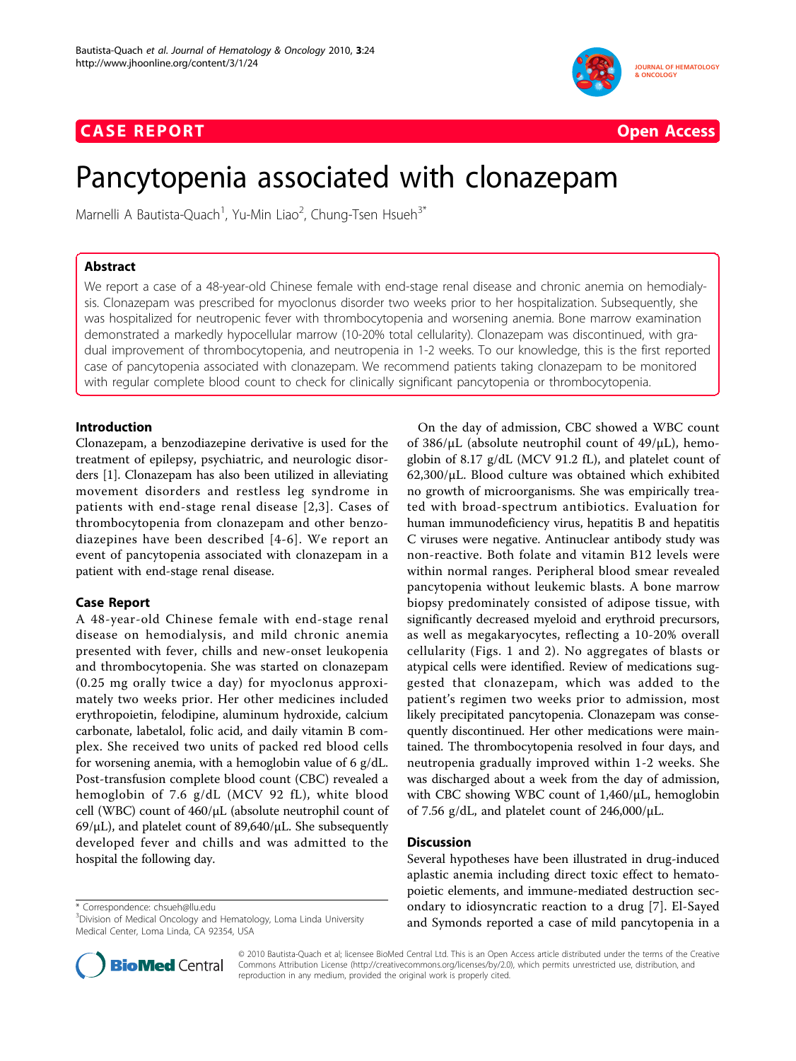CASE REPORT  Open Access

# Pancytopenia associated with clonazepam

Marnelli A Bautista-Quach[1], Yu-Min Liao[2], Chung-Tsen Hsueh[3*]

## Abstract

We report a case of a 48-year-old Chinese female with end-stage renal disease and chronic anemia on hemodialysis. Clonazepam was prescribed for myoclonus disorder two weeks prior to her hospitalization. Subsequently, she was hospitalized for neutropenic fever with thrombocytopenia and worsening anemia. Bone marrow examination demonstrated a markedly hypocellular marrow (10-20% total cellularity). Clonazepam was discontinued, with gradual improvement of thrombocytopenia, and neutropenia in 1-2 weeks. To our knowledge, this is the first reported case of pancytopenia associated with clonazepam. We recommend patients taking clonazepam to be monitored with regular complete blood count to check for clinically significant pancytopenia or thrombocytopenia.

## Introduction

Clonazepam, a benzodiazepine derivative is used for the treatment of epilepsy, psychiatric, and neurologic disorders [1]. Clonazepam has also been utilized in alleviating movement disorders and restless leg syndrome in patients with end-stage renal disease [2,3]. Cases of thrombocytopenia from clonazepam and other benzodiazepines have been described [4-6]. We report an event of pancytopenia associated with clonazepam in a patient with end-stage renal disease.

## Case Report

A 48-year-old Chinese female with end-stage renal disease on hemodialysis, and mild chronic anemia presented with fever, chills and new-onset leukopenia and thrombocytopenia. She was started on clonazepam (0.25 mg orally twice a day) for myoclonus approximately two weeks prior. Her other medicines included erythropoietin, felodipine, aluminum hydroxide, calcium carbonate, labetalol, folic acid, and daily vitamin B complex. She received two units of packed red blood cells for worsening anemia, with a hemoglobin value of 6 g/dL. Post-transfusion complete blood count (CBC) revealed a hemoglobin of 7.6 g/dL (MCV 92 fL), white blood cell (WBC) count of 460/μL (absolute neutrophil count of 69/μL), and platelet count of 89,640/μL. She subsequently developed fever and chills and was admitted to the hospital the following day.

On the day of admission, CBC showed a WBC count of 386/μL (absolute neutrophil count of 49/μL), hemoglobin of 8.17 g/dL (MCV 91.2 fL), and platelet count of 62,300/μL. Blood culture was obtained which exhibited no growth of microorganisms. She was empirically treated with broad-spectrum antibiotics. Evaluation for human immunodeficiency virus, hepatitis B and hepatitis C viruses were negative. Antinuclear antibody study was non-reactive. Both folate and vitamin B12 levels were within normal ranges. Peripheral blood smear revealed pancytopenia without leukemic blasts. A bone marrow biopsy predominately consisted of adipose tissue, with significantly decreased myeloid and erythroid precursors, as well as megakaryocytes, reflecting a 10-20% overall cellularity (Figs. 1 and 2). No aggregates of blasts or atypical cells were identified. Review of medications suggested that clonazepam, which was added to the patient's regimen two weeks prior to admission, most likely precipitated pancytopenia. Clonazepam was consequently discontinued. Her other medications were maintained. The thrombocytopenia resolved in four days, and neutropenia gradually improved within 1-2 weeks. She was discharged about a week from the day of admission, with CBC showing WBC count of 1,460/μL, hemoglobin of 7.56 g/dL, and platelet count of 246,000/μL.

## Discussion

Several hypotheses have been illustrated in drug-induced aplastic anemia including direct toxic effect to hematopoietic elements, and immune-mediated destruction secondary to idiosyncratic reaction to a drug [7]. El-Sayed and Symonds reported a case of mild pancytopenia in a

* Correspondence: chsueh@llu.edu
[3]Division of Medical Oncology and Hematology, Loma Linda University Medical Center, Loma Linda, CA 92354, USA

© 2010 Bautista-Quach et al; licensee BioMed Central Ltd. This is an Open Access article distributed under the terms of the Creative Commons Attribution License (http://creativecommons.org/licenses/by/2.0), which permits unrestricted use, distribution, and reproduction in any medium, provided the original work is properly cited.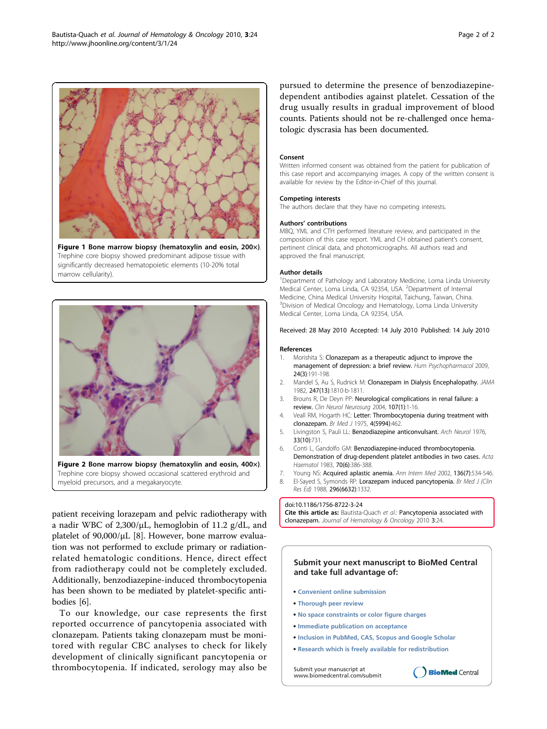**Figure 1 Bone marrow biopsy (hematoxylin and eosin, 200×)**. Trephine core biopsy showed predominant adipose tissue with significantly decreased hematopoietic elements (10-20% total marrow cellularity).

**Figure 2 Bone marrow biopsy (hematoxylin and eosin, 400×)**. Trephine core biopsy showed occasional scattered erythroid and myeloid precursors, and a megakaryocyte.

patient receiving lorazepam and pelvic radiotherapy with a nadir WBC of 2,300/μL, hemoglobin of 11.2 g/dL, and platelet of 90,000/μL [8]. However, bone marrow evaluation was not performed to exclude primary or radiation-related hematologic conditions. Hence, direct effect from radiotherapy could not be completely excluded. Additionally, benzodiazepine-induced thrombocytopenia has been shown to be mediated by platelet-specific antibodies [6].

To our knowledge, our case represents the first reported occurrence of pancytopenia associated with clonazepam. Patients taking clonazepam must be monitored with regular CBC analyses to check for likely development of clinically significant pancytopenia or thrombocytopenia. If indicated, serology may also be pursued to determine the presence of benzodiazepine-dependent antibodies against platelet. Cessation of the drug usually results in gradual improvement of blood counts. Patients should not be re-challenged once hematologic dyscrasia has been documented.

### Consent

Written informed consent was obtained from the patient for publication of this case report and accompanying images. A copy of the written consent is available for review by the Editor-in-Chief of this journal.

### Competing interests

The authors declare that they have no competing interests.

### Authors' contributions

MBQ, YML and CTH performed literature review, and participated in the composition of this case report. YML and CH obtained patient's consent, pertinent clinical data, and photomicrographs. All authors read and approved the final manuscript.

### Author details

[1]Department of Pathology and Laboratory Medicine, Loma Linda University Medical Center, Loma Linda, CA 92354, USA. [2]Department of Internal Medicine, China Medical University Hospital, Taichung, Taiwan, China. [3]Division of Medical Oncology and Hematology, Loma Linda University Medical Center, Loma Linda, CA 92354, USA.

Received: 28 May 2010 Accepted: 14 July 2010 Published: 14 July 2010

### References

1. Morishita S: **Clonazepam as a therapeutic adjunct to improve the management of depression: a brief review.** *Hum Psychopharmacol* 2009, **24(3)**:191-198.
2. Mandel S, Au S, Rudnick M: **Clonazepam in Dialysis Encephalopathy.** *JAMA* 1982, **247(13)**:1810-b-1811.
3. Brouns R, De Deyn PP: **Neurological complications in renal failure: a review.** *Clin Neurol Neurosurg* 2004, **107(1)**:1-16.
4. Veall RM, Hogarth HC: **Letter: Thrombocytopenia during treatment with clonazepam.** *Br Med J* 1975, **4(5994)**:462.
5. Livingston S, Pauli LL: **Benzodiazepine anticonvulsant.** *Arch Neurol* 1976, **33(10)**:731.
6. Conti L, Gandolfo GM: **Benzodiazepine-induced thrombocytopenia. Demonstration of drug-dependent platelet antibodies in two cases.** *Acta Haematol* 1983, **70(6)**:386-388.
7. Young NS: **Acquired aplastic anemia.** *Ann Intern Med* 2002, **136(7)**:534-546.
8. El-Sayed S, Symonds RP: **Lorazepam induced pancytopenia.** *Br Med J (Clin Res Ed)* 1988, **296(6632)**:1332.

doi:10.1186/1756-8722-3-24

**Cite this article as:** Bautista-Quach *et al.*: Pancytopenia associated with clonazepam. *Journal of Hematology & Oncology* 2010 **3**:24.

**Submit your next manuscript to BioMed Central and take full advantage of:**

- Convenient online submission
- Thorough peer review
- No space constraints or color figure charges
- Immediate publication on acceptance
- Inclusion in PubMed, CAS, Scopus and Google Scholar
- Research which is freely available for redistribution

Submit your manuscript at www.biomedcentral.com/submit